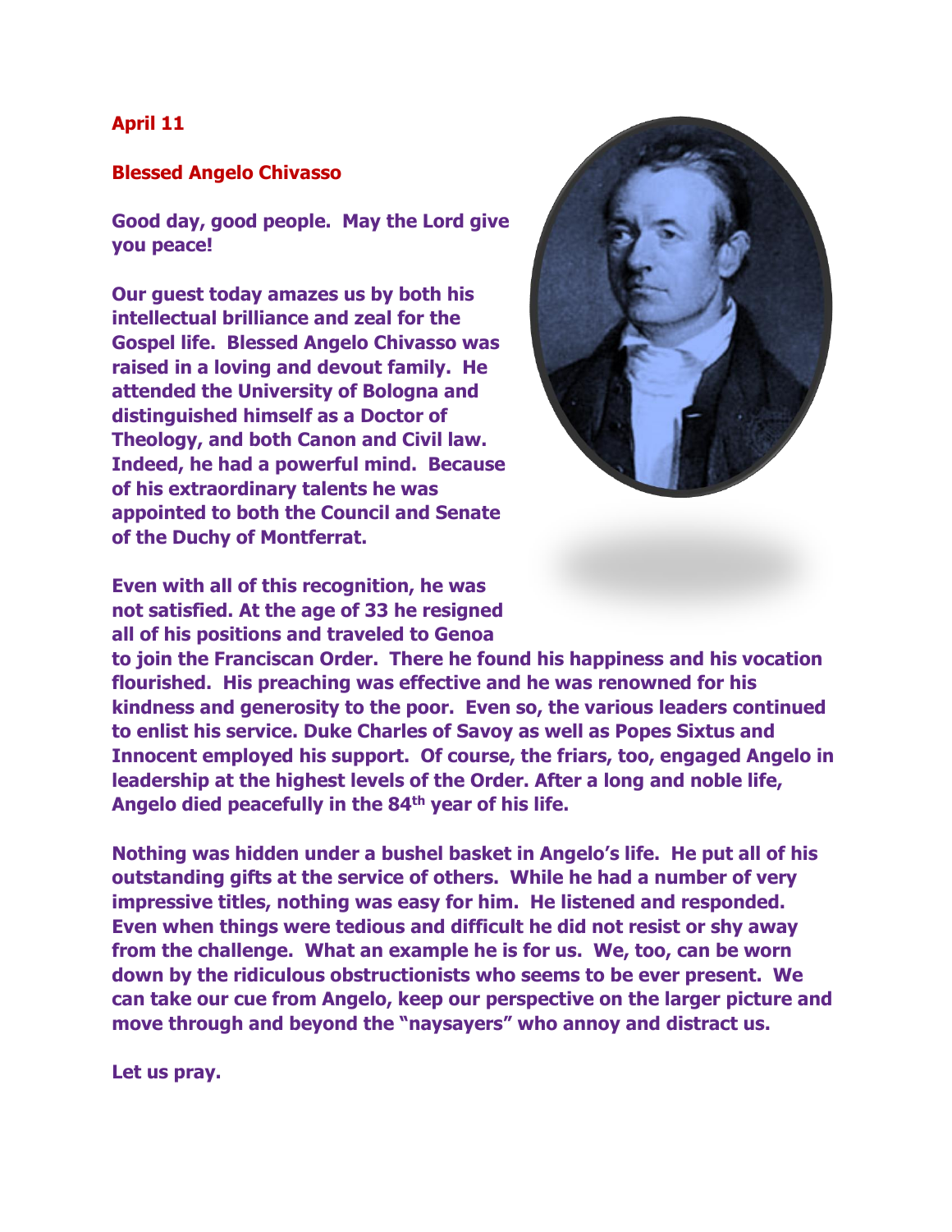**April 11**

**Blessed Angelo Chivasso**

**Good day, good people. May the Lord give you peace!**

**Our guest today amazes us by both his intellectual brilliance and zeal for the Gospel life. Blessed Angelo Chivasso was raised in a loving and devout family. He attended the University of Bologna and distinguished himself as a Doctor of Theology, and both Canon and Civil law. Indeed, he had a powerful mind. Because of his extraordinary talents he was appointed to both the Council and Senate of the Duchy of Montferrat.**

**Even with all of this recognition, he was not satisfied. At the age of 33 he resigned all of his positions and traveled to Genoa to join the Franciscan Order. There he found his happiness and his vocation flourished. His preaching was effective and he was renowned for his kindness and generosity to the poor. Even so, the various leaders continued to enlist his service. Duke Charles of Savoy as well as Popes Sixtus and Innocent employed his support. Of course, the friars, too, engaged Angelo in leadership at the highest levels of the Order. After a long and noble life, Angelo died peacefully in the 84th year of his life.**

**Nothing was hidden under a bushel basket in Angelo's life. He put all of his outstanding gifts at the service of others. While he had a number of very impressive titles, nothing was easy for him. He listened and responded. Even when things were tedious and difficult he did not resist or shy away from the challenge. What an example he is for us. We, too, can be worn down by the ridiculous obstructionists who seems to be ever present. We can take our cue from Angelo, keep our perspective on the larger picture and move through and beyond the "naysayers" who annoy and distract us.**

**Let us pray.**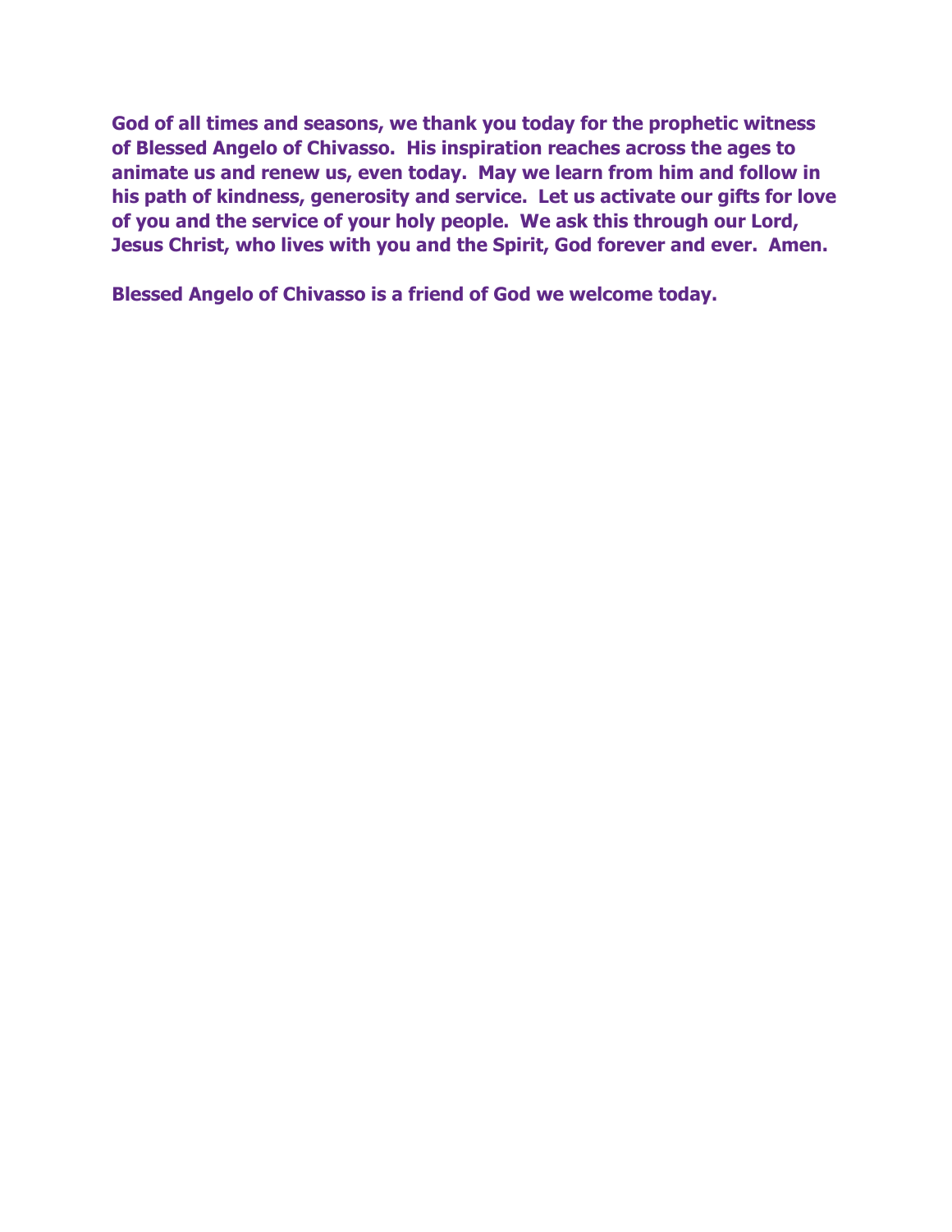**God of all times and seasons, we thank you today for the prophetic witness of Blessed Angelo of Chivasso. His inspiration reaches across the ages to animate us and renew us, even today. May we learn from him and follow in his path of kindness, generosity and service. Let us activate our gifts for love of you and the service of your holy people. We ask this through our Lord, Jesus Christ, who lives with you and the Spirit, God forever and ever. Amen.**

**Blessed Angelo of Chivasso is a friend of God we welcome today.**